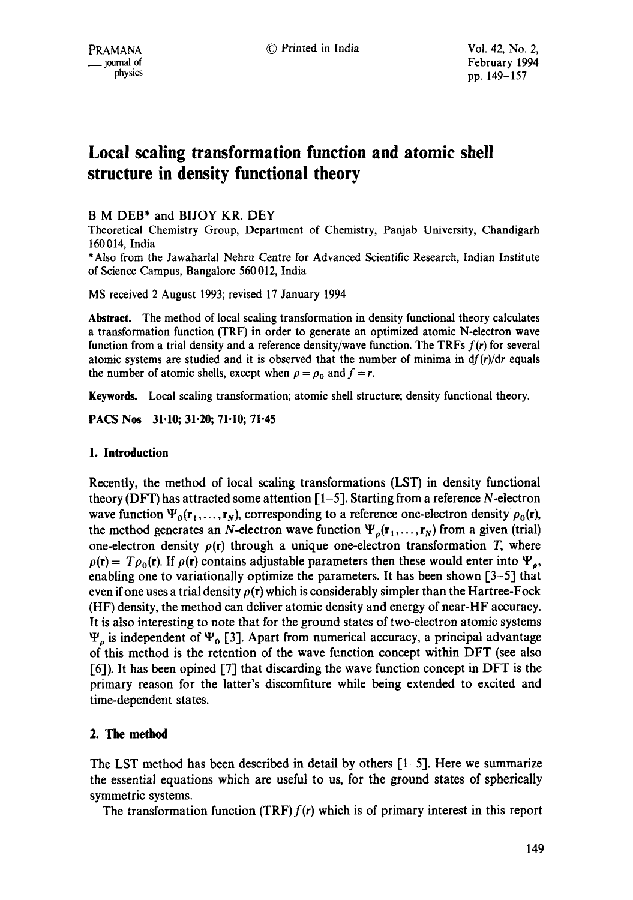# Local scaling transformation function and atomic shell structure in density functional theory

B M DEB* and BIJOY KR. DEY

Theoretical Chemistry Group, Department of Chemistry, Panjab University, Chandigarh 160014, India

*Also from the Jawaharlal Nehru Centre for Advanced Scientific Research, Indian Institute of Science Campus, Bangalore 560012, India

MS received 2 August 1993; revised 17 January 1994

**Abstract.** The method of local scaling transformation in density functional theory calculates a transformation function (TRF) in order to generate an optimized atomic N-electron wave function from a trial density and a reference density/wave function. The TRFs $f(r)$ for several atomic systems are studied and it is observed that the number of minima in $df(r)/dr$ equals the number of atomic shells, except when $\rho = \rho_0$ and $f = r$.

**Keywords.** Local scaling transformation; atomic shell structure; density functional theory.

**PACS Nos 31·10; 31·20; 71·10; 71·45**

## 1. Introduction

Recently, the method of local scaling transformations (LST) in density functional theory (DFT) has attracted some attention [1–5]. Starting from a reference $N$-electron wave function $\Psi_0(\mathbf{r}_1, \ldots, \mathbf{r}_N)$, corresponding to a reference one-electron density $\rho_0(\mathbf{r})$, the method generates an $N$-electron wave function $\Psi_\rho(\mathbf{r}_1, \ldots, \mathbf{r}_N)$ from a given (trial) one-electron density $\rho(\mathbf{r})$ through a unique one-electron transformation $T$, where $\rho(\mathbf{r}) = T\rho_0(\mathbf{r})$. If $\rho(\mathbf{r})$ contains adjustable parameters then these would enter into $\Psi_\rho$, enabling one to variationally optimize the parameters. It has been shown [3–5] that even if one uses a trial density $\rho(\mathbf{r})$ which is considerably simpler than the Hartree-Fock (HF) density, the method can deliver atomic density and energy of near-HF accuracy. It is also interesting to note that for the ground states of two-electron atomic systems $\Psi_\rho$ is independent of $\Psi_0$ [3]. Apart from numerical accuracy, a principal advantage of this method is the retention of the wave function concept within DFT (see also [6]). It has been opined [7] that discarding the wave function concept in DFT is the primary reason for the latter's discomfiture while being extended to excited and time-dependent states.

## 2. The method

The LST method has been described in detail by others [1–5]. Here we summarize the essential equations which are useful to us, for the ground states of spherically symmetric systems.

The transformation function (TRF) $f(r)$ which is of primary interest in this report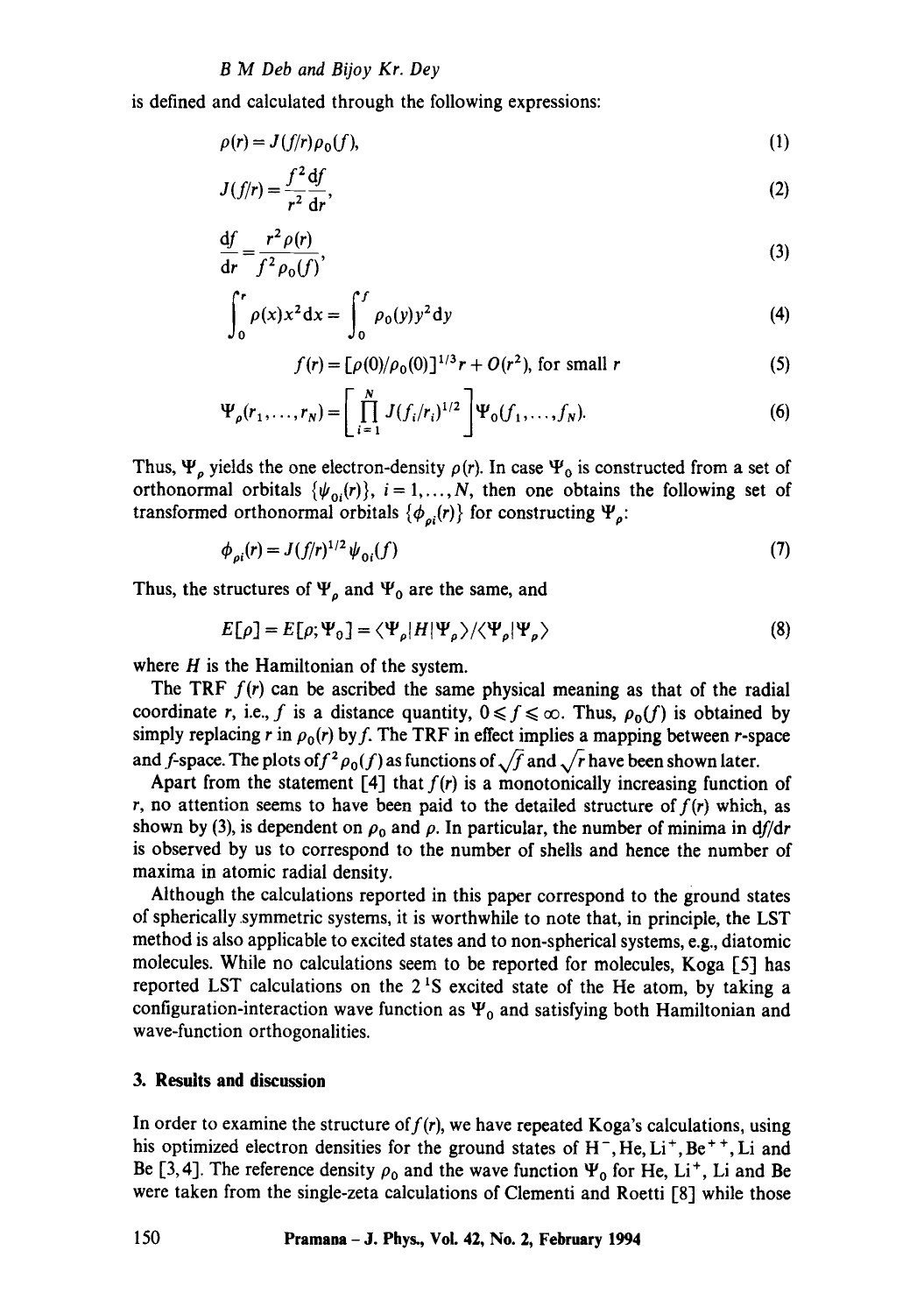is defined and calculated through the following expressions:

$$\rho(r) = J(f/r)\rho_0(f), \tag{1}$$

$$J(f/r) = \frac{f^2}{r^2}\frac{\mathrm{d}f}{\mathrm{d}r}, \tag{2}$$

$$\frac{\mathrm{d}f}{\mathrm{d}r} = \frac{r^2\rho(r)}{f^2\rho_0(f)}, \tag{3}$$

$$\int_0^r \rho(x)x^2\mathrm{d}x = \int_0^f \rho_0(y)y^2\mathrm{d}y \tag{4}$$

$$f(r) = [\rho(0)/\rho_0(0)]^{1/3}r + O(r^2), \text{ for small } r \tag{5}$$

$$\Psi_\rho(r_1,\ldots,r_N) = \left[\prod_{i=1}^{N} J(f_i/r_i)^{1/2}\right]\Psi_0(f_1,\ldots,f_N). \tag{6}$$

Thus, $\Psi_\rho$ yields the one electron-density $\rho(r)$. In case $\Psi_0$ is constructed from a set of orthonormal orbitals $\{\psi_{0i}(r)\}$, $i = 1,\ldots,N$, then one obtains the following set of transformed orthonormal orbitals $\{\phi_{\rho i}(r)\}$ for constructing $\Psi_\rho$:

$$\phi_{\rho i}(r) = J(f/r)^{1/2}\psi_{0i}(f) \tag{7}$$

Thus, the structures of $\Psi_\rho$ and $\Psi_0$ are the same, and

$$E[\rho] = E[\rho;\Psi_0] = \langle\Psi_\rho|H|\Psi_\rho\rangle/\langle\Psi_\rho|\Psi_\rho\rangle \tag{8}$$

where $H$ is the Hamiltonian of the system.

The TRF $f(r)$ can be ascribed the same physical meaning as that of the radial coordinate $r$, i.e., $f$ is a distance quantity, $0 \leqslant f \leqslant \infty$. Thus, $\rho_0(f)$ is obtained by simply replacing $r$ in $\rho_0(r)$ by $f$. The TRF in effect implies a mapping between $r$-space and $f$-space. The plots of $f^2\rho_0(f)$ as functions of $\sqrt{f}$ and $\sqrt{r}$ have been shown later.

Apart from the statement [4] that $f(r)$ is a monotonically increasing function of $r$, no attention seems to have been paid to the detailed structure of $f(r)$ which, as shown by (3), is dependent on $\rho_0$ and $\rho$. In particular, the number of minima in $\mathrm{d}f/\mathrm{d}r$ is observed by us to correspond to the number of shells and hence the number of maxima in atomic radial density.

Although the calculations reported in this paper correspond to the ground states of spherically symmetric systems, it is worthwhile to note that, in principle, the LST method is also applicable to excited states and to non-spherical systems, e.g., diatomic molecules. While no calculations seem to be reported for molecules, Koga [5] has reported LST calculations on the $2\,^1S$ excited state of the He atom, by taking a configuration-interaction wave function as $\Psi_0$ and satisfying both Hamiltonian and wave-function orthogonalities.

## 3. Results and discussion

In order to examine the structure of $f(r)$, we have repeated Koga's calculations, using his optimized electron densities for the ground states of $H^-$, He, $Li^+$, $Be^{++}$, Li and Be [3,4]. The reference density $\rho_0$ and the wave function $\Psi_0$ for He, $Li^+$, Li and Be were taken from the single-zeta calculations of Clementi and Roetti [8] while those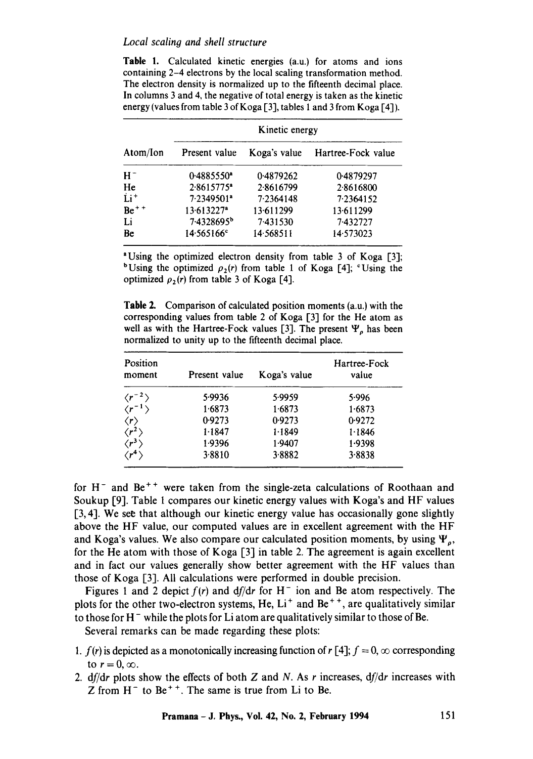*Local scaling and shell structure*

**Table 1.** Calculated kinetic energies (a.u.) for atoms and ions containing 2–4 electrons by the local scaling transformation method. The electron density is normalized up to the fifteenth decimal place. In columns 3 and 4, the negative of total energy is taken as the kinetic energy (values from table 3 of Koga [3], tables 1 and 3 from Koga [4]).

| Atom/Ion | Kinetic energy | | |
|---|---|---|---|
| | Present value | Koga's value | Hartree-Fock value |
| $H^-$ | 0·4885550[a] | 0·4879262 | 0·4879297 |
| He | 2·8615775[a] | 2·8616799 | 2·8616800 |
| $Li^+$ | 7·2349501[a] | 7·2364148 | 7·2364152 |
| $Be^{++}$ | 13·613227[a] | 13·611299 | 13·611299 |
| Li | 7·4328695[b] | 7·431530 | 7·432727 |
| Be | 14·565166[c] | 14·568511 | 14·573023 |

[a]Using the optimized electron density from table 3 of Koga [3]; [b]Using the optimized $\rho_2(r)$ from table 1 of Koga [4]; [c]Using the optimized $\rho_2(r)$ from table 3 of Koga [4].

**Table 2.** Comparison of calculated position moments (a.u.) with the corresponding values from table 2 of Koga [3] for the He atom as well as with the Hartree-Fock values [3]. The present $\Psi_\rho$ has been normalized to unity up to the fifteenth decimal place.

| Position moment | Present value | Koga's value | Hartree-Fock value |
|---|---|---|---|
| $\langle r^{-2} \rangle$ | 5·9936 | 5·9959 | 5·996 |
| $\langle r^{-1} \rangle$ | 1·6873 | 1·6873 | 1·6873 |
| $\langle r \rangle$ | 0·9273 | 0·9273 | 0·9272 |
| $\langle r^2 \rangle$ | 1·1847 | 1·1849 | 1·1846 |
| $\langle r^3 \rangle$ | 1·9396 | 1·9407 | 1·9398 |
| $\langle r^4 \rangle$ | 3·8810 | 3·8882 | 3·8838 |

for $H^-$ and $Be^{++}$ were taken from the single-zeta calculations of Roothaan and Soukup [9]. Table 1 compares our kinetic energy values with Koga's and HF values [3, 4]. We see that although our kinetic energy value has occasionally gone slightly above the HF value, our computed values are in excellent agreement with the HF and Koga's values. We also compare our calculated position moments, by using $\Psi_\rho$, for the He atom with those of Koga [3] in table 2. The agreement is again excellent and in fact our values generally show better agreement with the HF values than those of Koga [3]. All calculations were performed in double precision.

Figures 1 and 2 depict $f(r)$ and $df/dr$ for $H^-$ ion and Be atom respectively. The plots for the other two-electron systems, He, $Li^+$ and $Be^{++}$, are qualitatively similar to those for $H^-$ while the plots for Li atom are qualitatively similar to those of Be.

Several remarks can be made regarding these plots:

1. $f(r)$ is depicted as a monotonically increasing function of $r$ [4]; $f = 0, \infty$ corresponding to $r = 0, \infty$.
2. $df/dr$ plots show the effects of both $Z$ and $N$. As $r$ increases, $df/dr$ increases with $Z$ from $H^-$ to $Be^{++}$. The same is true from Li to Be.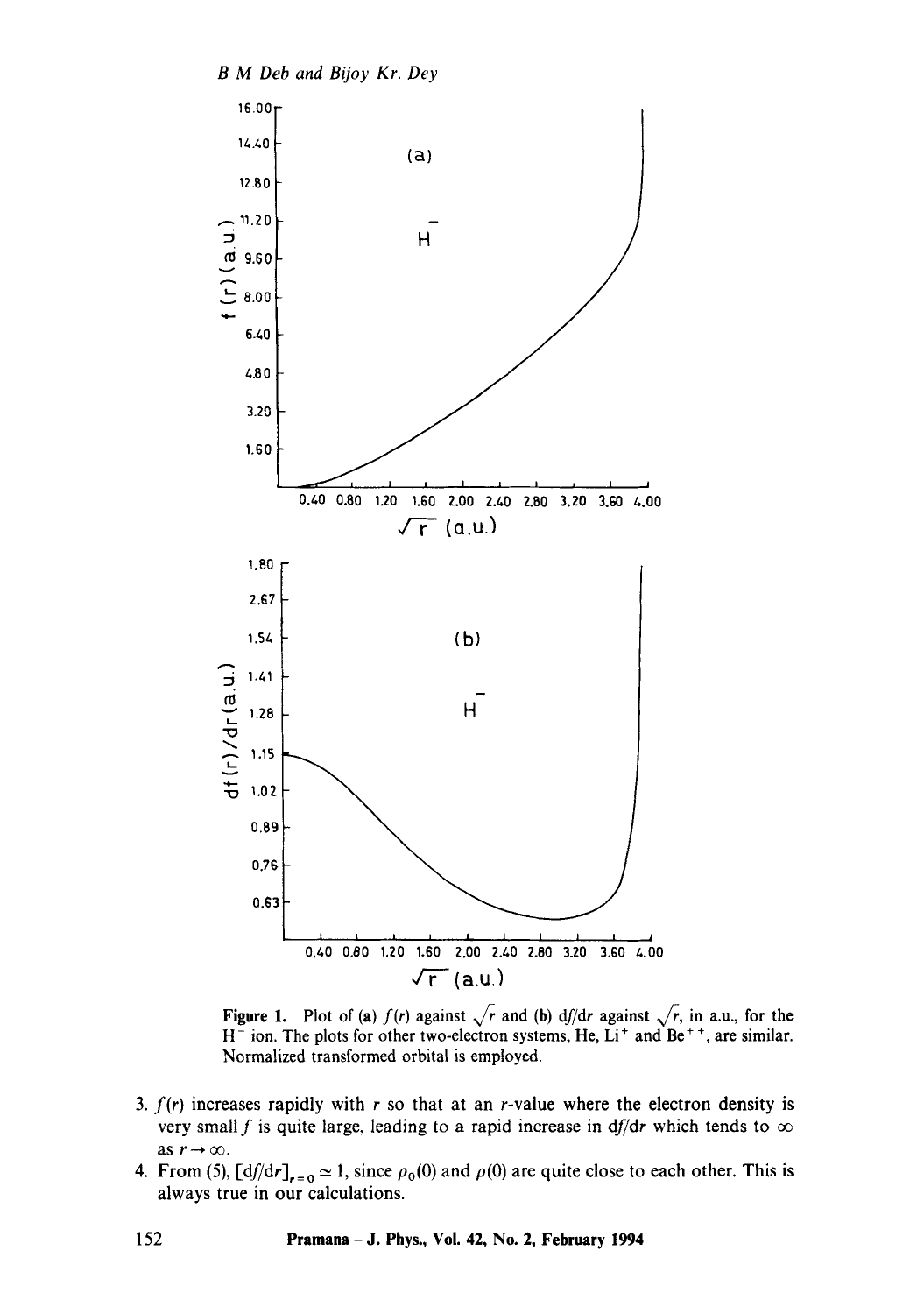**Figure 1.** Plot of (a) $f(r)$ against $\sqrt{r}$ and (b) $df/dr$ against $\sqrt{r}$, in a.u., for the $H^-$ ion. The plots for other two-electron systems, He, $Li^+$ and $Be^{++}$, are similar. Normalized transformed orbital is employed.

3. $f(r)$ increases rapidly with $r$ so that at an $r$-value where the electron density is very small $f$ is quite large, leading to a rapid increase in $df/dr$ which tends to $\infty$ as $r \to \infty$.
4. From (5), $[df/dr]_{r=0} \simeq 1$, since $\rho_0(0)$ and $\rho(0)$ are quite close to each other. This is always true in our calculations.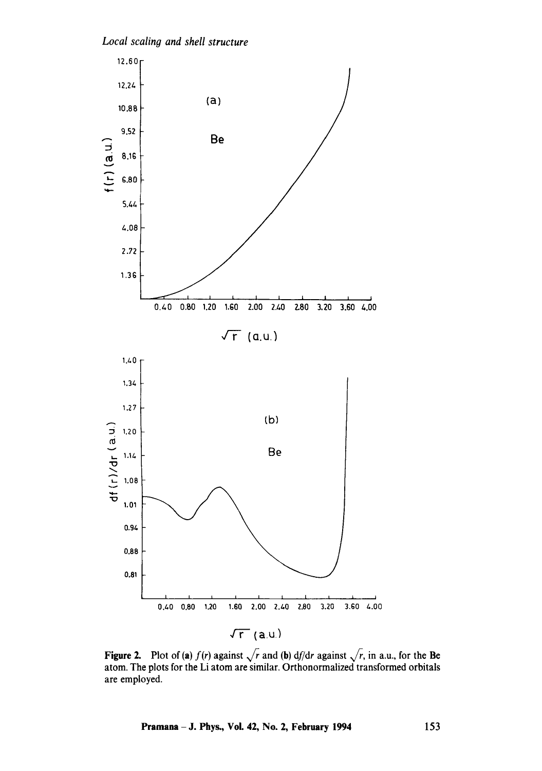Figure 2. Plot of (a) $f(r)$ against $\sqrt{r}$ and (b) $df/dr$ against $\sqrt{r}$, in a.u., for the Be atom. The plots for the Li atom are similar. Orthonormalized transformed orbitals are employed.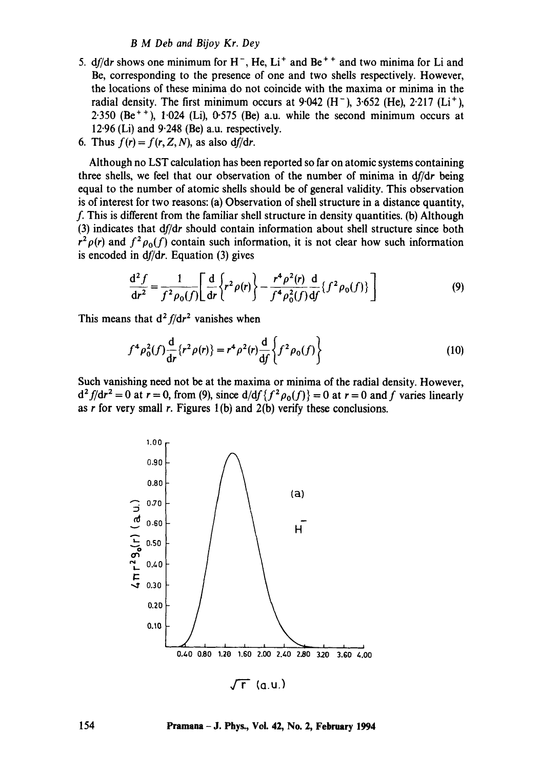5. $df/dr$ shows one minimum for $H^-$, He, $Li^+$ and $Be^{++}$ and two minima for Li and Be, corresponding to the presence of one and two shells respectively. However, the locations of these minima do not coincide with the maxima or minima in the radial density. The first minimum occurs at 9·042 ($H^-$), 3·652 (He), 2·217 ($Li^+$), 2·350 ($Be^{++}$), 1·024 (Li), 0·575 (Be) a.u. while the second minimum occurs at 12·96 (Li) and 9·248 (Be) a.u. respectively.
6. Thus $f(r) = f(r, Z, N)$, as also $df/dr$.

Although no LST calculation has been reported so far on atomic systems containing three shells, we feel that our observation of the number of minima in $df/dr$ being equal to the number of atomic shells should be of general validity. This observation is of interest for two reasons: (a) Observation of shell structure in a distance quantity, $f$. This is different from the familiar shell structure in density quantities. (b) Although (3) indicates that $df/dr$ should contain information about shell structure since both $r^2\rho(r)$ and $f^2\rho_0(f)$ contain such information, it is not clear how such information is encoded in $df/dr$. Equation (3) gives

$$\frac{d^2 f}{dr^2} = \frac{1}{f^2\rho_0(f)}\left[\frac{d}{dr}\left\{r^2\rho(r)\right\} - \frac{r^4\rho^2(r)}{f^4\rho_0^2(f)}\frac{d}{df}\{f^2\rho_0(f)\}\right] \tag{9}$$

This means that $d^2f/dr^2$ vanishes when

$$f^4\rho_0^2(f)\frac{d}{dr}\{r^2\rho(r)\} = r^4\rho^2(r)\frac{d}{df}\left\{f^2\rho_0(f)\right\} \tag{10}$$

Such vanishing need not be at the maxima or minima of the radial density. However, $d^2f/dr^2 = 0$ at $r = 0$, from (9), since $d/df\{f^2\rho_0(f)\} = 0$ at $r = 0$ and $f$ varies linearly as $r$ for very small $r$. Figures 1(b) and 2(b) verify these conclusions.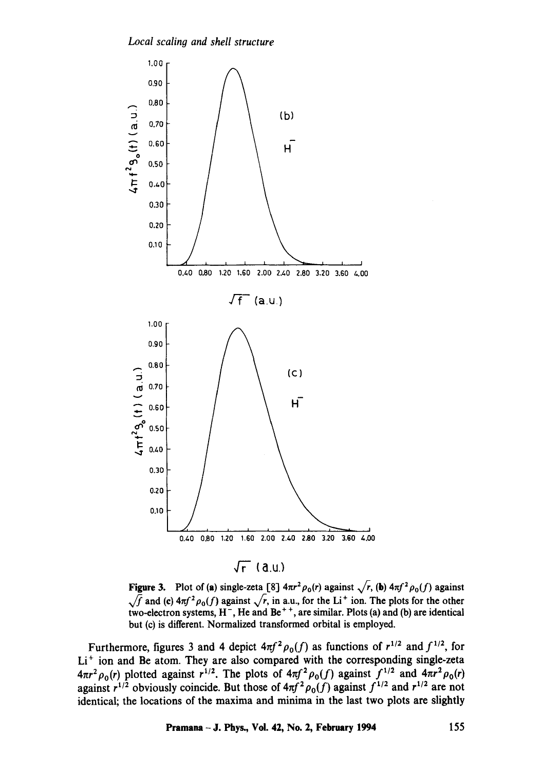Figure 3. Plot of (a) single-zeta [8] $4\pi r^2 \rho_0(r)$ against $\sqrt{r}$, (b) $4\pi f^2 \rho_0(f)$ against $\sqrt{f}$ and (c) $4\pi f^2 \rho_0(f)$ against $\sqrt{r}$, in a.u., for the $Li^+$ ion. The plots for the other two-electron systems, $H^-$, He and $Be^{++}$, are similar. Plots (a) and (b) are identical but (c) is different. Normalized transformed orbital is employed.

Furthermore, figures 3 and 4 depict $4\pi f^2 \rho_0(f)$ as functions of $r^{1/2}$ and $f^{1/2}$, for $Li^+$ ion and Be atom. They are also compared with the corresponding single-zeta $4\pi r^2 \rho_0(r)$ plotted against $r^{1/2}$. The plots of $4\pi f^2 \rho_0(f)$ against $f^{1/2}$ and $4\pi r^2 \rho_0(r)$ against $r^{1/2}$ obviously coincide. But those of $4\pi f^2 \rho_0(f)$ against $f^{1/2}$ and $r^{1/2}$ are not identical; the locations of the maxima and minima in the last two plots are slightly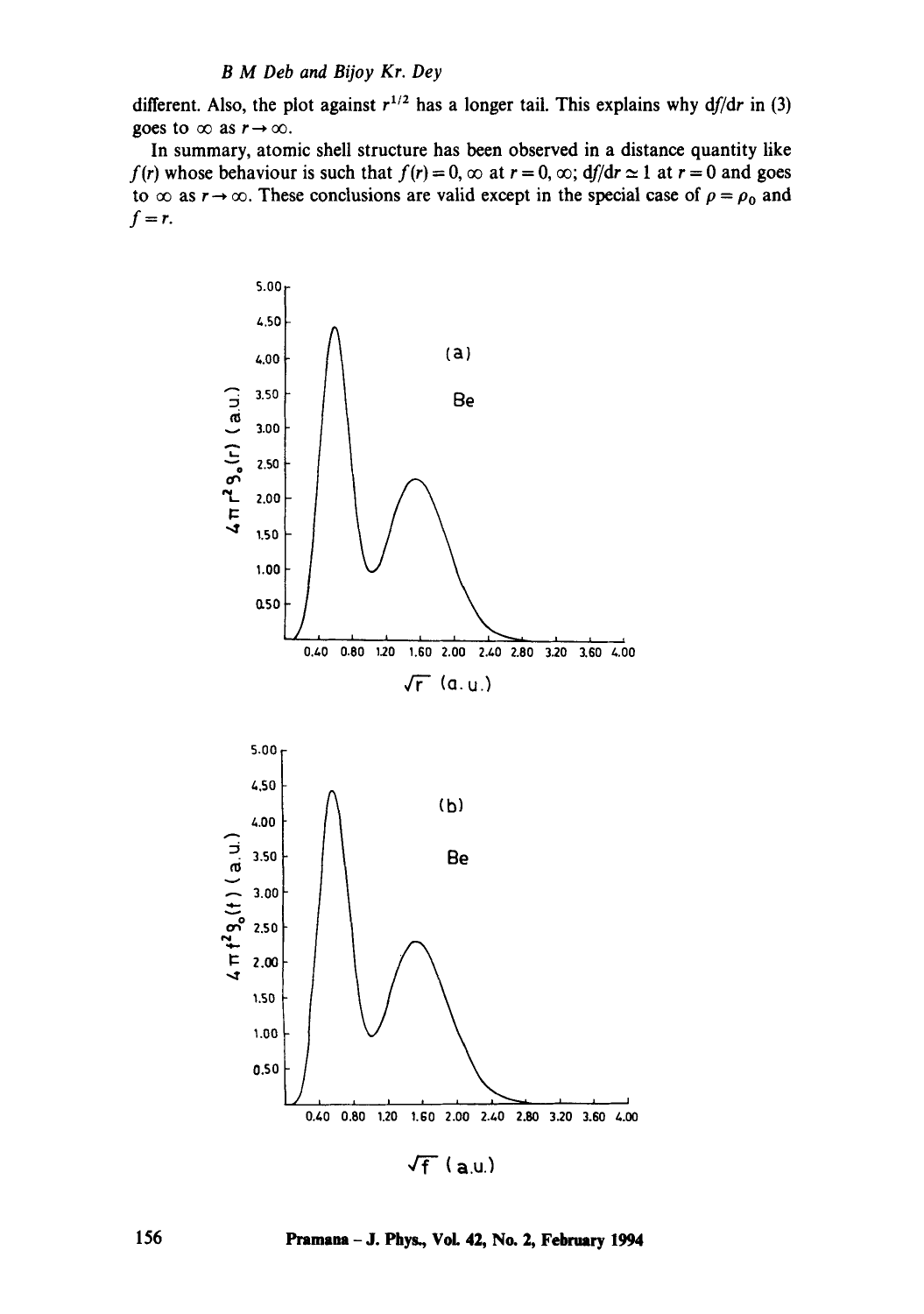different. Also, the plot against $r^{1/2}$ has a longer tail. This explains why $df/dr$ in (3) goes to $\infty$ as $r \to \infty$.

In summary, atomic shell structure has been observed in a distance quantity like $f(r)$ whose behaviour is such that $f(r) = 0, \infty$ at $r = 0, \infty$; $df/dr \simeq 1$ at $r = 0$ and goes to $\infty$ as $r \to \infty$. These conclusions are valid except in the special case of $\rho = \rho_0$ and $f = r$.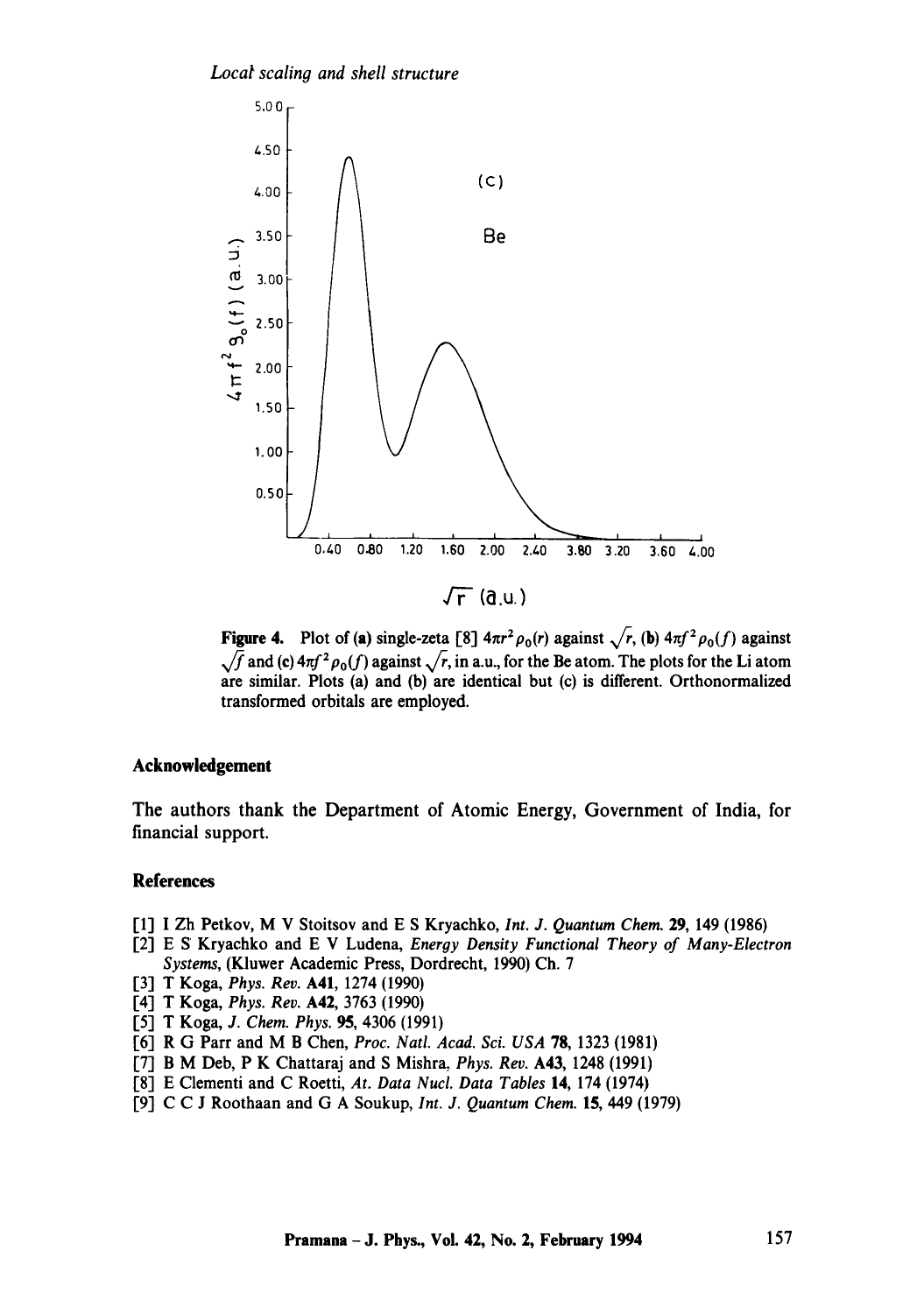5.00
4.50
4.00
3.50
3.00
2.50
2.00
1.50
1.00
0.50

$4\pi f^2 \rho_0(f)$ (a.u.)

(c)

Be

0.40 0.80 1.20 1.60 2.00 2.40 3.80 3.20 3.60 4.00

$\sqrt{r}$ (a.u.)

**Figure 4.** Plot of (**a**) single-zeta [8] $4\pi r^2 \rho_0(r)$ against $\sqrt{r}$, (**b**) $4\pi f^2 \rho_0(f)$ against $\sqrt{f}$ and (**c**) $4\pi f^2 \rho_0(f)$ against $\sqrt{r}$, in a.u., for the Be atom. The plots for the Li atom are similar. Plots (a) and (b) are identical but (c) is different. Orthonormalized transformed orbitals are employed.

## Acknowledgement

The authors thank the Department of Atomic Energy, Government of India, for financial support.

## References

[1] I Zh Petkov, M V Stoitsov and E S Kryachko, *Int. J. Quantum Chem.* **29**, 149 (1986)
[2] E S Kryachko and E V Ludena, *Energy Density Functional Theory of Many-Electron Systems*, (Kluwer Academic Press, Dordrecht, 1990) Ch. 7
[3] T Koga, *Phys. Rev.* **A41**, 1274 (1990)
[4] T Koga, *Phys. Rev.* **A42**, 3763 (1990)
[5] T Koga, *J. Chem. Phys.* **95**, 4306 (1991)
[6] R G Parr and M B Chen, *Proc. Natl. Acad. Sci. USA* **78**, 1323 (1981)
[7] B M Deb, P K Chattaraj and S Mishra, *Phys. Rev.* **A43**, 1248 (1991)
[8] E Clementi and C Roetti, *At. Data Nucl. Data Tables* **14**, 174 (1974)
[9] C C J Roothaan and G A Soukup, *Int. J. Quantum Chem.* **15**, 449 (1979)